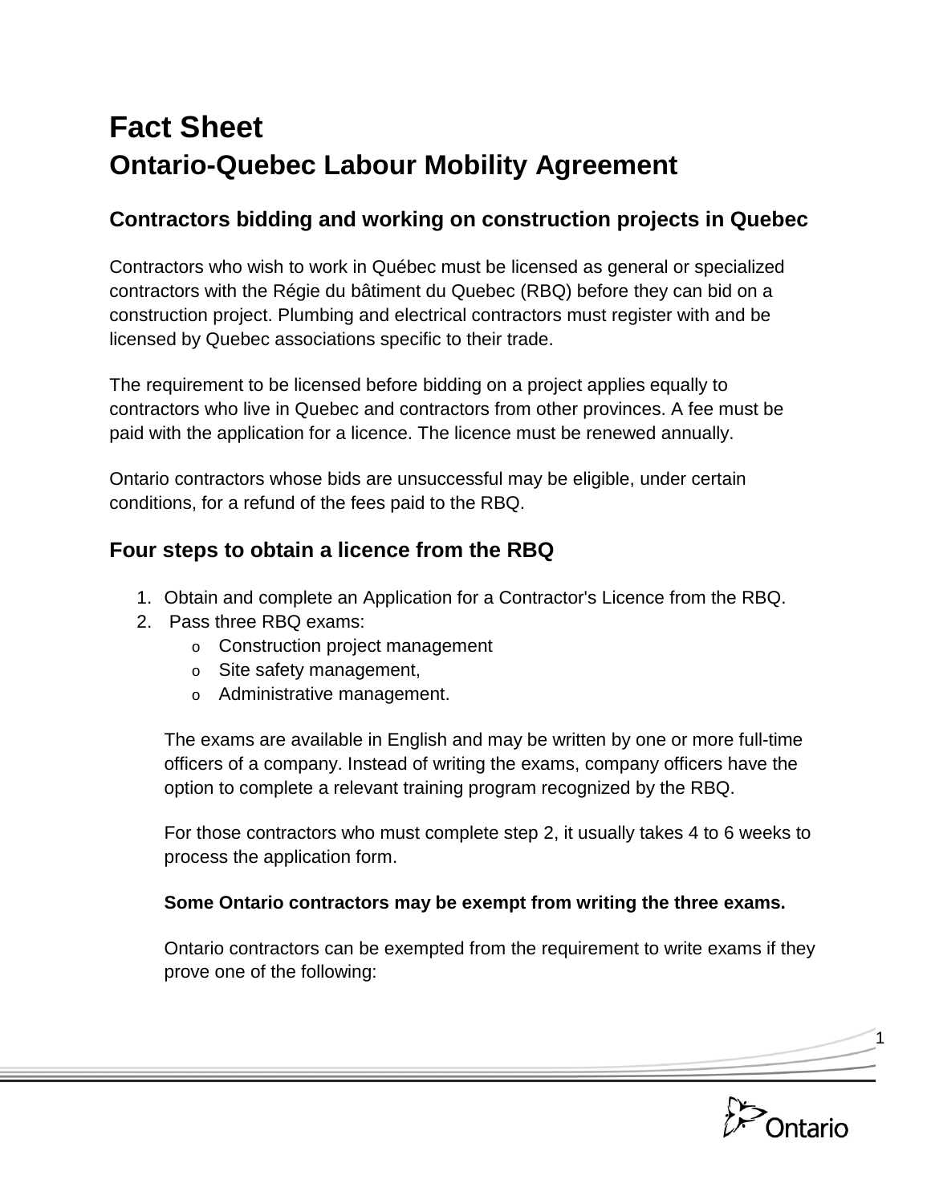# Fact Sheet

# Ontario-Quebec Labour Mobility Agreement

## Contractors bidding and working on construction projects in Quebec

Contractors who wish to work in Québec must be licensed as general or specialized contractors with the Régie du bâtiment du Quebec (RBQ) before they can bid on a construction project. Plumbing and electrical contractors must register with and be licensed by Quebec associations specific to their trade.

The requirement to be licensed before bidding on a project applies equally to contractors who live in Quebec and contractors from other provinces. A fee must be paid with the application for a licence. The licence must be renewed annually.

Ontario contractors whose bids are unsuccessful may be eligible, under certain conditions, for a refund of the fees paid to the RBQ.

## Four steps to obtain a licence from the RBQ

1. Obtain and complete an Application for a Contractor's Licence from the RBQ.
2. Pass three RBQ exams:
   - Construction project management
   - Site safety management,
   - Administrative management.

   The exams are available in English and may be written by one or more full-time officers of a company. Instead of writing the exams, company officers have the option to complete a relevant training program recognized by the RBQ.

   For those contractors who must complete step 2, it usually takes 4 to 6 weeks to process the application form.

   **Some Ontario contractors may be exempt from writing the three exams.**

   Ontario contractors can be exempted from the requirement to write exams if they prove one of the following: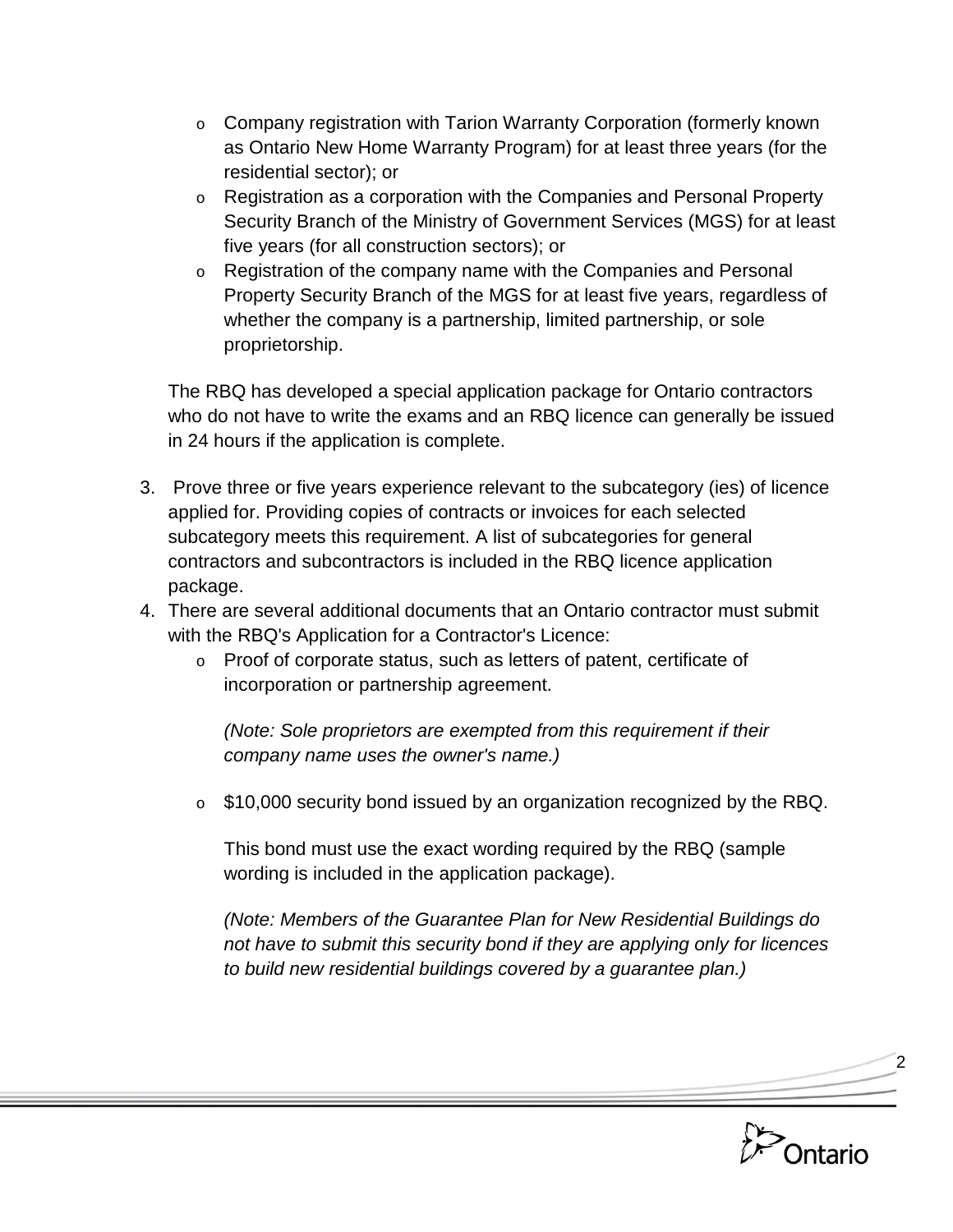- Company registration with Tarion Warranty Corporation (formerly known as Ontario New Home Warranty Program) for at least three years (for the residential sector); or
- Registration as a corporation with the Companies and Personal Property Security Branch of the Ministry of Government Services (MGS) for at least five years (for all construction sectors); or
- Registration of the company name with the Companies and Personal Property Security Branch of the MGS for at least five years, regardless of whether the company is a partnership, limited partnership, or sole proprietorship.

The RBQ has developed a special application package for Ontario contractors who do not have to write the exams and an RBQ licence can generally be issued in 24 hours if the application is complete.

3. Prove three or five years experience relevant to the subcategory (ies) of licence applied for. Providing copies of contracts or invoices for each selected subcategory meets this requirement. A list of subcategories for general contractors and subcontractors is included in the RBQ licence application package.
4. There are several additional documents that an Ontario contractor must submit with the RBQ's Application for a Contractor's Licence:
   - Proof of corporate status, such as letters of patent, certificate of incorporation or partnership agreement.

     *(Note: Sole proprietors are exempted from this requirement if their company name uses the owner's name.)*

   - $10,000 security bond issued by an organization recognized by the RBQ.

     This bond must use the exact wording required by the RBQ (sample wording is included in the application package).

     *(Note: Members of the Guarantee Plan for New Residential Buildings do not have to submit this security bond if they are applying only for licences to build new residential buildings covered by a guarantee plan.)*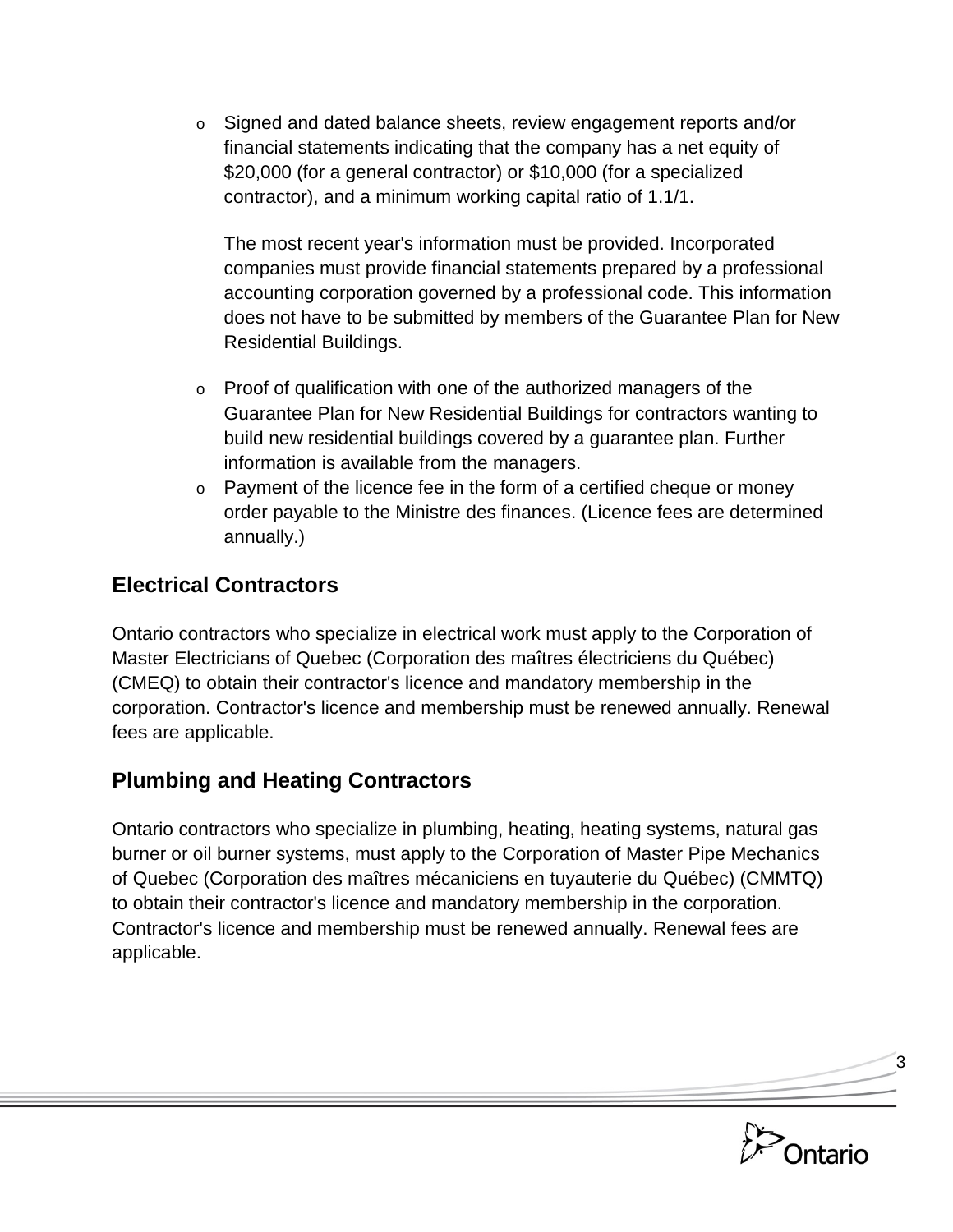- Signed and dated balance sheets, review engagement reports and/or financial statements indicating that the company has a net equity of $20,000 (for a general contractor) or $10,000 (for a specialized contractor), and a minimum working capital ratio of 1.1/1.

  The most recent year's information must be provided. Incorporated companies must provide financial statements prepared by a professional accounting corporation governed by a professional code. This information does not have to be submitted by members of the Guarantee Plan for New Residential Buildings.

- Proof of qualification with one of the authorized managers of the Guarantee Plan for New Residential Buildings for contractors wanting to build new residential buildings covered by a guarantee plan. Further information is available from the managers.
- Payment of the licence fee in the form of a certified cheque or money order payable to the Ministre des finances. (Licence fees are determined annually.)

## Electrical Contractors

Ontario contractors who specialize in electrical work must apply to the Corporation of Master Electricians of Quebec (Corporation des maîtres électriciens du Québec) (CMEQ) to obtain their contractor's licence and mandatory membership in the corporation. Contractor's licence and membership must be renewed annually. Renewal fees are applicable.

## Plumbing and Heating Contractors

Ontario contractors who specialize in plumbing, heating, heating systems, natural gas burner or oil burner systems, must apply to the Corporation of Master Pipe Mechanics of Quebec (Corporation des maîtres mécaniciens en tuyauterie du Québec) (CMMTQ) to obtain their contractor's licence and mandatory membership in the corporation. Contractor's licence and membership must be renewed annually. Renewal fees are applicable.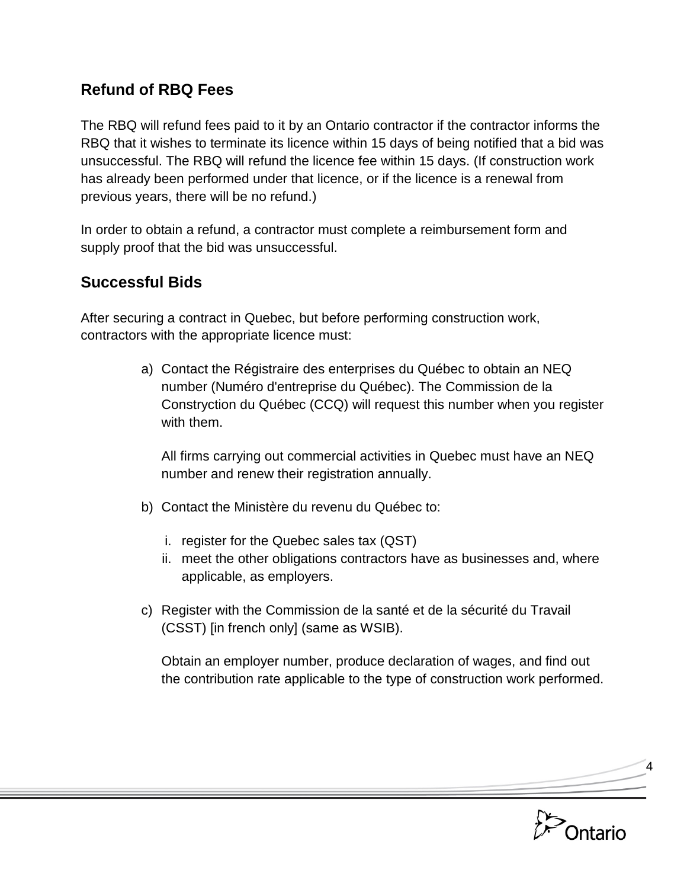## Refund of RBQ Fees

The RBQ will refund fees paid to it by an Ontario contractor if the contractor informs the RBQ that it wishes to terminate its licence within 15 days of being notified that a bid was unsuccessful. The RBQ will refund the licence fee within 15 days. (If construction work has already been performed under that licence, or if the licence is a renewal from previous years, there will be no refund.)

In order to obtain a refund, a contractor must complete a reimbursement form and supply proof that the bid was unsuccessful.

## Successful Bids

After securing a contract in Quebec, but before performing construction work, contractors with the appropriate licence must:

a) Contact the Régistraire des enterprises du Québec to obtain an NEQ number (Numéro d'entreprise du Québec). The Commission de la Constryction du Québec (CCQ) will request this number when you register with them.

   All firms carrying out commercial activities in Quebec must have an NEQ number and renew their registration annually.

b) Contact the Ministère du revenu du Québec to:

   i. register for the Quebec sales tax (QST)
   ii. meet the other obligations contractors have as businesses and, where applicable, as employers.

c) Register with the Commission de la santé et de la sécurité du Travail (CSST) [in french only] (same as WSIB).

   Obtain an employer number, produce declaration of wages, and find out the contribution rate applicable to the type of construction work performed.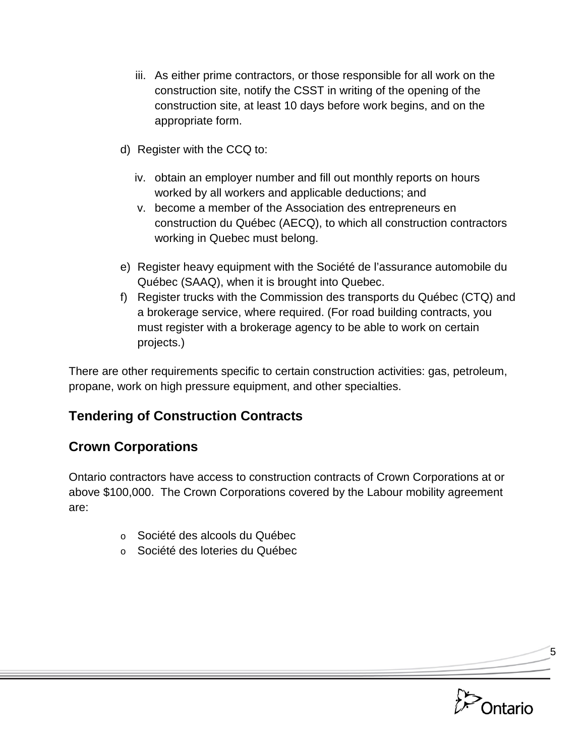iii. As either prime contractors, or those responsible for all work on the construction site, notify the CSST in writing of the opening of the construction site, at least 10 days before work begins, and on the appropriate form.

d) Register with the CCQ to:

iv. obtain an employer number and fill out monthly reports on hours worked by all workers and applicable deductions; and

v. become a member of the Association des entrepreneurs en construction du Québec (AECQ), to which all construction contractors working in Quebec must belong.

e) Register heavy equipment with the Société de l'assurance automobile du Québec (SAAQ), when it is brought into Quebec.

f) Register trucks with the Commission des transports du Québec (CTQ) and a brokerage service, where required. (For road building contracts, you must register with a brokerage agency to be able to work on certain projects.)

There are other requirements specific to certain construction activities: gas, petroleum, propane, work on high pressure equipment, and other specialties.

## Tendering of Construction Contracts

## Crown Corporations

Ontario contractors have access to construction contracts of Crown Corporations at or above $100,000. The Crown Corporations covered by the Labour mobility agreement are:

- Société des alcools du Québec
- Société des loteries du Québec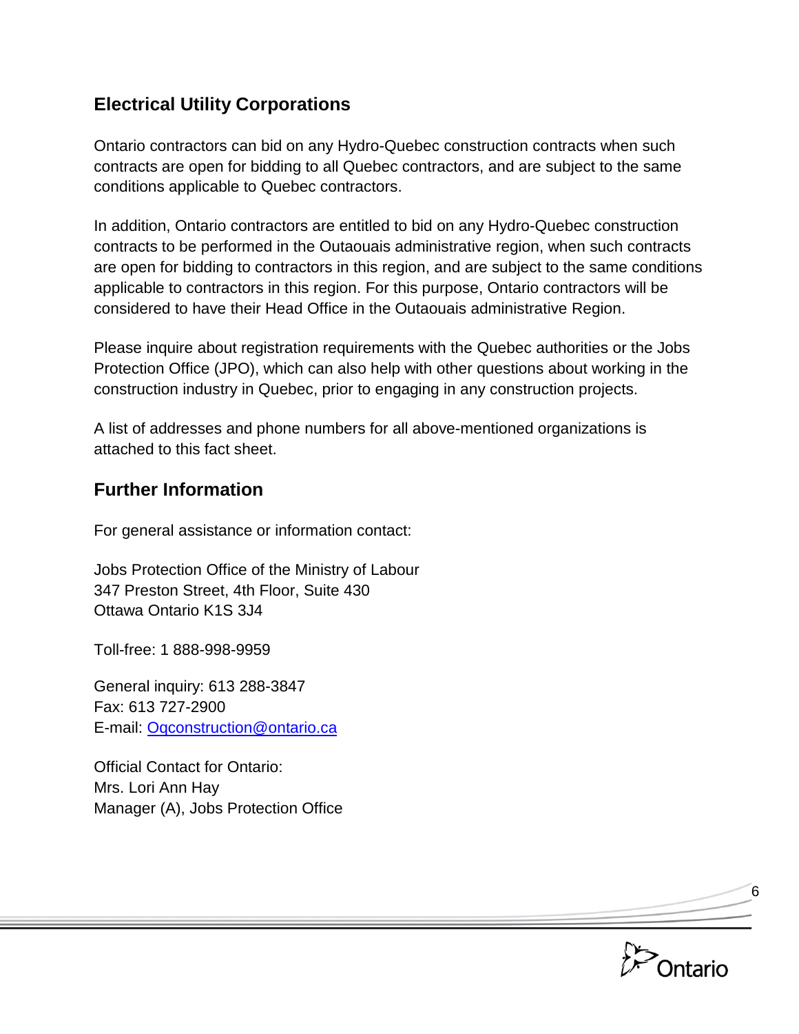## Electrical Utility Corporations

Ontario contractors can bid on any Hydro-Quebec construction contracts when such contracts are open for bidding to all Quebec contractors, and are subject to the same conditions applicable to Quebec contractors.

In addition, Ontario contractors are entitled to bid on any Hydro-Quebec construction contracts to be performed in the Outaouais administrative region, when such contracts are open for bidding to contractors in this region, and are subject to the same conditions applicable to contractors in this region. For this purpose, Ontario contractors will be considered to have their Head Office in the Outaouais administrative Region.

Please inquire about registration requirements with the Quebec authorities or the Jobs Protection Office (JPO), which can also help with other questions about working in the construction industry in Quebec, prior to engaging in any construction projects.

A list of addresses and phone numbers for all above-mentioned organizations is attached to this fact sheet.

## Further Information

For general assistance or information contact:

Jobs Protection Office of the Ministry of Labour
347 Preston Street, 4th Floor, Suite 430
Ottawa Ontario K1S 3J4

Toll-free: 1 888-998-9959

General inquiry: 613 288-3847
Fax: 613 727-2900
E-mail: [Oqconstruction@ontario.ca](mailto:Oqconstruction@ontario.ca)

Official Contact for Ontario:
Mrs. Lori Ann Hay
Manager (A), Jobs Protection Office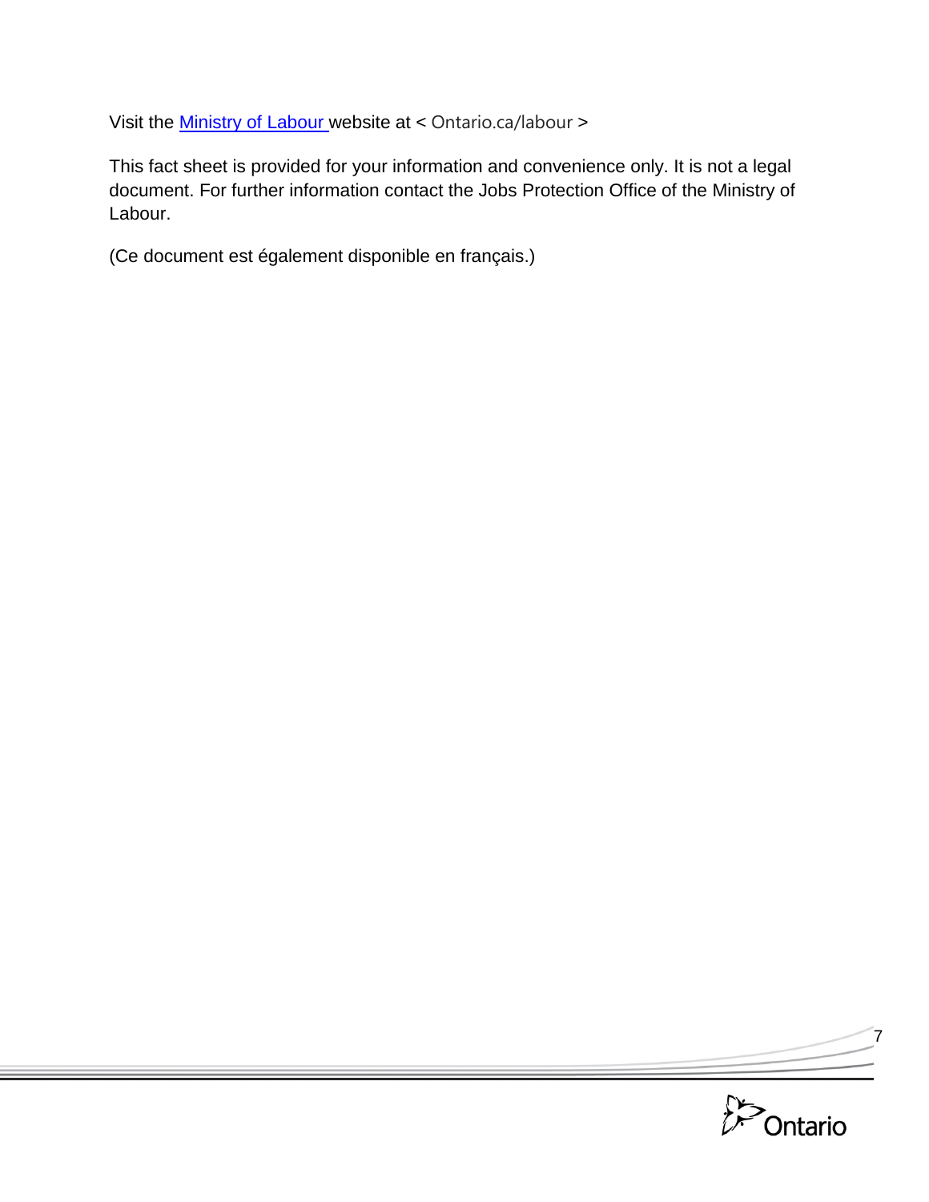Visit the [Ministry of Labour ](Ontario.ca/labour)website at < Ontario.ca/labour >

This fact sheet is provided for your information and convenience only. It is not a legal document. For further information contact the Jobs Protection Office of the Ministry of Labour.

(Ce document est également disponible en français.)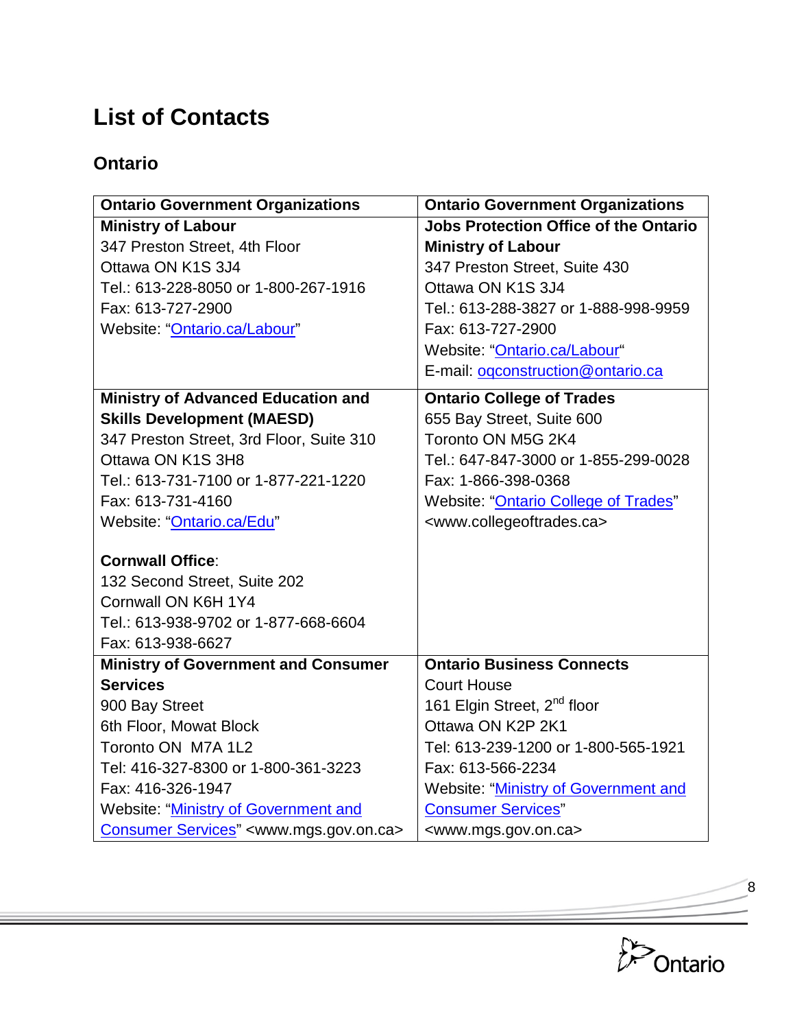# List of Contacts

## Ontario

| Ontario Government Organizations | Ontario Government Organizations |
|---|---|
| **Ministry of Labour**<br>347 Preston Street, 4th Floor<br>Ottawa ON K1S 3J4<br>Tel.: 613-228-8050 or 1-800-267-1916<br>Fax: 613-727-2900<br>Website: "Ontario.ca/Labour" | **Jobs Protection Office of the Ontario Ministry of Labour**<br>347 Preston Street, Suite 430<br>Ottawa ON K1S 3J4<br>Tel.: 613-288-3827 or 1-888-998-9959<br>Fax: 613-727-2900<br>Website: "Ontario.ca/Labour"<br>E-mail: oqconstruction@ontario.ca |
| **Ministry of Advanced Education and Skills Development (MAESD)**<br>347 Preston Street, 3rd Floor, Suite 310<br>Ottawa ON K1S 3H8<br>Tel.: 613-731-7100 or 1-877-221-1220<br>Fax: 613-731-4160<br>Website: "Ontario.ca/Edu"<br><br>**Cornwall Office**:<br>132 Second Street, Suite 202<br>Cornwall ON K6H 1Y4<br>Tel.: 613-938-9702 or 1-877-668-6604<br>Fax: 613-938-6627 | **Ontario College of Trades**<br>655 Bay Street, Suite 600<br>Toronto ON M5G 2K4<br>Tel.: 647-847-3000 or 1-855-299-0028<br>Fax: 1-866-398-0368<br>Website: "Ontario College of Trades" <www.collegeoftrades.ca> |
| **Ministry of Government and Consumer Services**<br>900 Bay Street<br>6th Floor, Mowat Block<br>Toronto ON M7A 1L2<br>Tel: 416-327-8300 or 1-800-361-3223<br>Fax: 416-326-1947<br>Website: "Ministry of Government and Consumer Services" <www.mgs.gov.on.ca> | **Ontario Business Connects**<br>Court House<br>161 Elgin Street, 2nd floor<br>Ottawa ON K2P 2K1<br>Tel: 613-239-1200 or 1-800-565-1921<br>Fax: 613-566-2234<br>Website: "Ministry of Government and Consumer Services" <www.mgs.gov.on.ca> |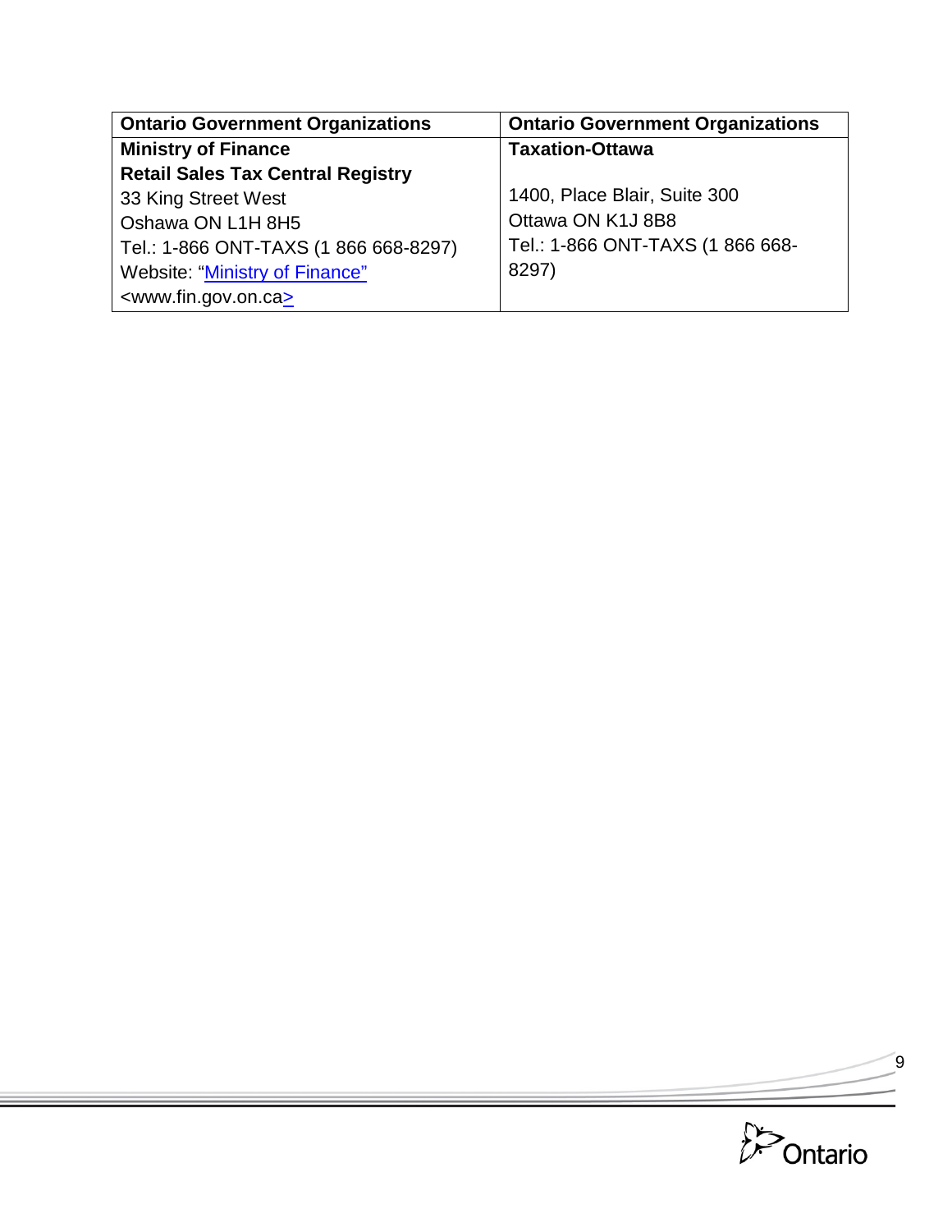| Ontario Government Organizations | Ontario Government Organizations |
| --- | --- |
| **Ministry of Finance**<br>**Retail Sales Tax Central Registry**<br>33 King Street West<br>Oshawa ON L1H 8H5<br>Tel.: 1-866 ONT-TAXS (1 866 668-8297)<br>Website: "Ministry of Finance" <www.fin.gov.on.ca> | **Taxation-Ottawa**<br><br>1400, Place Blair, Suite 300<br>Ottawa ON K1J 8B8<br>Tel.: 1-866 ONT-TAXS (1 866 668-8297) |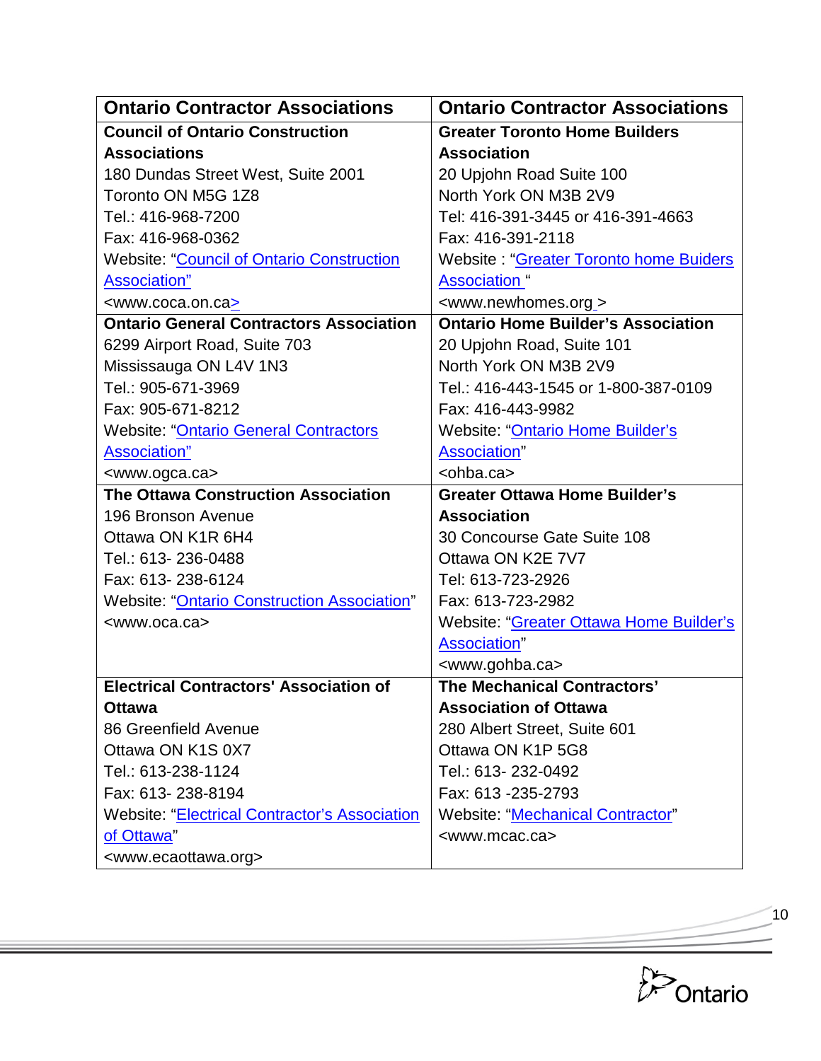| Ontario Contractor Associations | Ontario Contractor Associations |
|---|---|
| **Council of Ontario Construction Associations**<br>180 Dundas Street West, Suite 2001<br>Toronto ON M5G 1Z8<br>Tel.: 416-968-7200<br>Fax: 416-968-0362<br>Website: "Council of Ontario Construction Association"<br><www.coca.on.ca> | **Greater Toronto Home Builders Association**<br>20 Upjohn Road Suite 100<br>North York ON M3B 2V9<br>Tel: 416-391-3445 or 416-391-4663<br>Fax: 416-391-2118<br>Website : "Greater Toronto home Buiders Association "<br><www.newhomes.org > |
| **Ontario General Contractors Association**<br>6299 Airport Road, Suite 703<br>Mississauga ON L4V 1N3<br>Tel.: 905-671-3969<br>Fax: 905-671-8212<br>Website: "Ontario General Contractors Association"<br><www.ogca.ca> | **Ontario Home Builder's Association**<br>20 Upjohn Road, Suite 101<br>North York ON M3B 2V9<br>Tel.: 416-443-1545 or 1-800-387-0109<br>Fax: 416-443-9982<br>Website: "Ontario Home Builder's Association"<br><ohba.ca> |
| **The Ottawa Construction Association**<br>196 Bronson Avenue<br>Ottawa ON K1R 6H4<br>Tel.: 613- 236-0488<br>Fax: 613- 238-6124<br>Website: "Ontario Construction Association"<br><www.oca.ca> | **Greater Ottawa Home Builder's Association**<br>30 Concourse Gate Suite 108<br>Ottawa ON K2E 7V7<br>Tel: 613-723-2926<br>Fax: 613-723-2982<br>Website: "Greater Ottawa Home Builder's Association"<br><www.gohba.ca> |
| **Electrical Contractors' Association of Ottawa**<br>86 Greenfield Avenue<br>Ottawa ON K1S 0X7<br>Tel.: 613-238-1124<br>Fax: 613- 238-8194<br>Website: "Electrical Contractor's Association of Ottawa"<br><www.ecaottawa.org> | **The Mechanical Contractors' Association of Ottawa**<br>280 Albert Street, Suite 601<br>Ottawa ON K1P 5G8<br>Tel.: 613- 232-0492<br>Fax: 613 -235-2793<br>Website: "Mechanical Contractor"<br><www.mcac.ca> |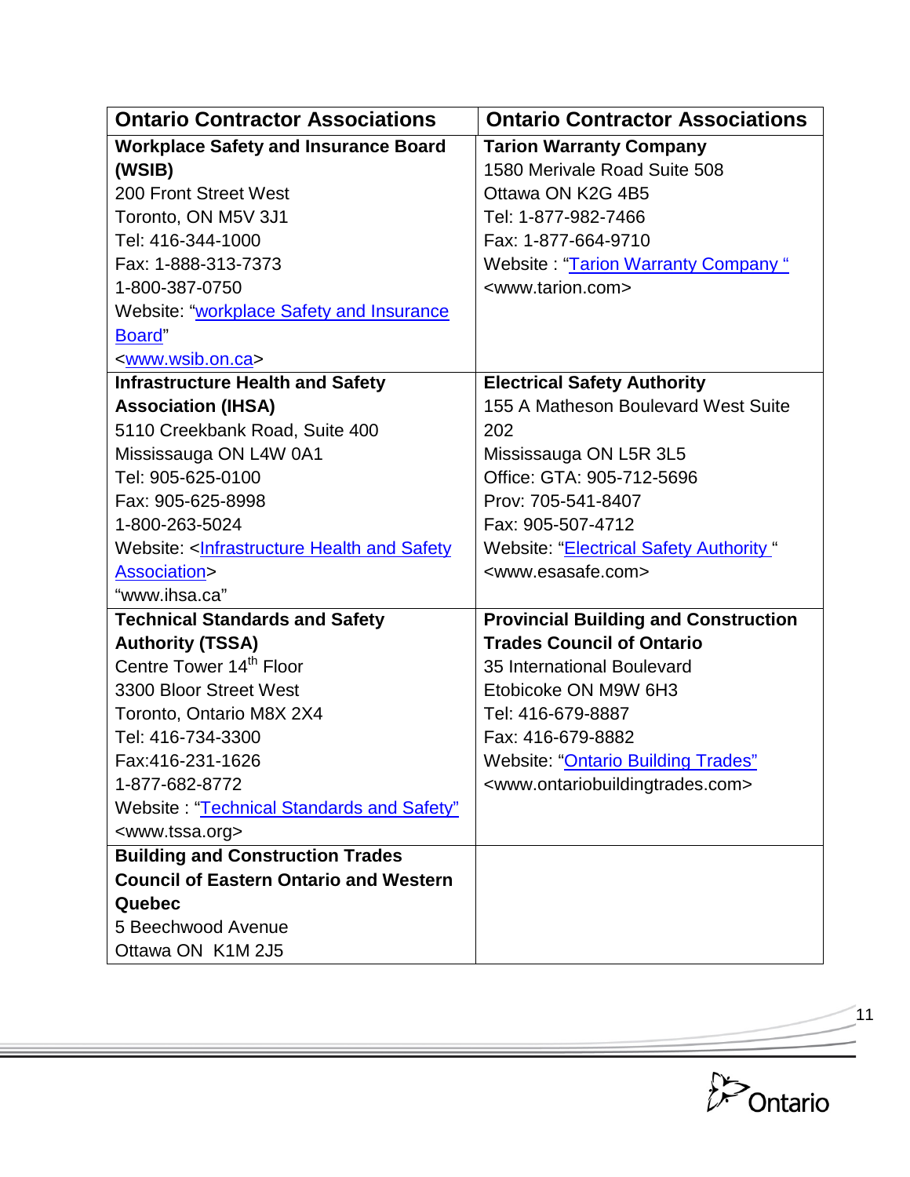| Ontario Contractor Associations | Ontario Contractor Associations |
|---|---|
| **Workplace Safety and Insurance Board (WSIB)**<br>200 Front Street West<br>Toronto, ON M5V 3J1<br>Tel: 416-344-1000<br>Fax: 1-888-313-7373<br>1-800-387-0750<br>Website: "workplace Safety and Insurance Board"<br><www.wsib.on.ca> | **Tarion Warranty Company**<br>1580 Merivale Road Suite 508<br>Ottawa ON K2G 4B5<br>Tel: 1-877-982-7466<br>Fax: 1-877-664-9710<br>Website : "Tarion Warranty Company "<br><www.tarion.com> |
| **Infrastructure Health and Safety Association (IHSA)**<br>5110 Creekbank Road, Suite 400<br>Mississauga ON L4W 0A1<br>Tel: 905-625-0100<br>Fax: 905-625-8998<br>1-800-263-5024<br>Website: <Infrastructure Health and Safety Association><br>"www.ihsa.ca" | **Electrical Safety Authority**<br>155 A Matheson Boulevard West Suite 202<br>Mississauga ON L5R 3L5<br>Office: GTA: 905-712-5696<br>Prov: 705-541-8407<br>Fax: 905-507-4712<br>Website: "Electrical Safety Authority "<br><www.esasafe.com> |
| **Technical Standards and Safety Authority (TSSA)**<br>Centre Tower 14th Floor<br>3300 Bloor Street West<br>Toronto, Ontario M8X 2X4<br>Tel: 416-734-3300<br>Fax:416-231-1626<br>1-877-682-8772<br>Website : "Technical Standards and Safety"<br><www.tssa.org> | **Provincial Building and Construction Trades Council of Ontario**<br>35 International Boulevard<br>Etobicoke ON M9W 6H3<br>Tel: 416-679-8887<br>Fax: 416-679-8882<br>Website: "Ontario Building Trades"<br><www.ontariobuildingtrades.com> |
| **Building and Construction Trades Council of Eastern Ontario and Western Quebec**<br>5 Beechwood Avenue<br>Ottawa ON  K1M 2J5 | |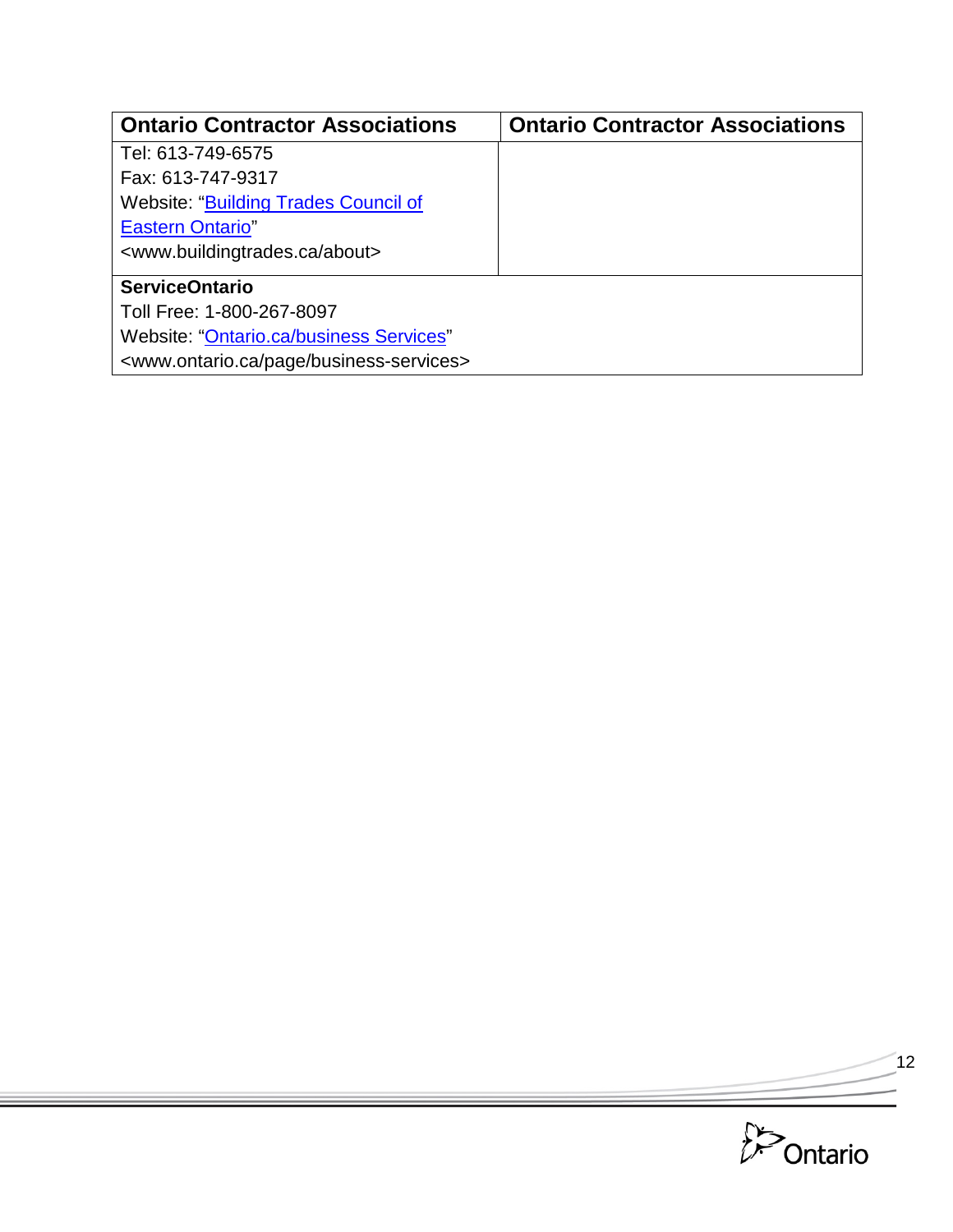| Ontario Contractor Associations | Ontario Contractor Associations |
| --- | --- |
| Tel: 613-749-6575<br>Fax: 613-747-9317<br>Website: "Building Trades Council of Eastern Ontario"<br><www.buildingtrades.ca/about> | |
| **ServiceOntario**<br>Toll Free: 1-800-267-8097<br>Website: "Ontario.ca/business Services"<br><www.ontario.ca/page/business-services> | |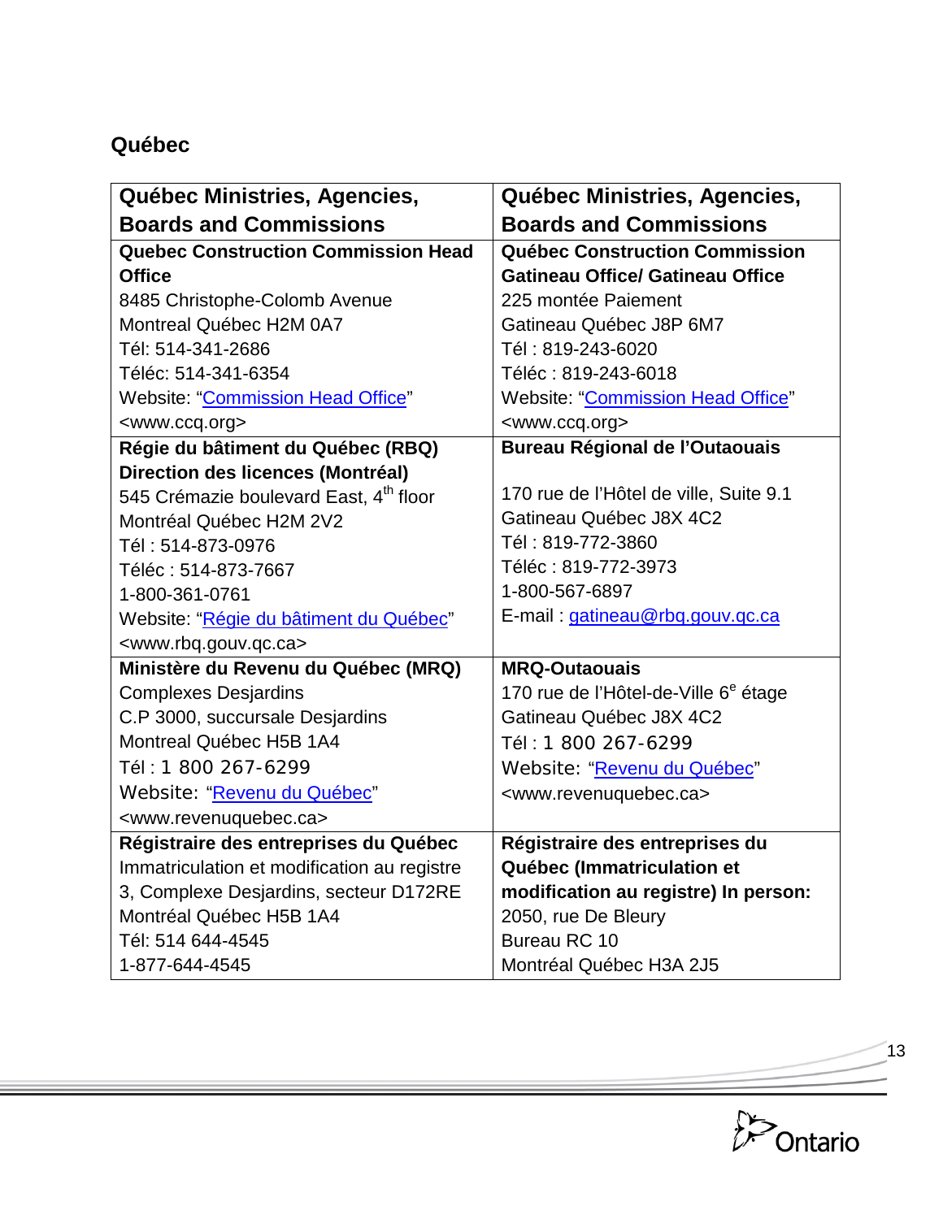## Québec

| Québec Ministries, Agencies, Boards and Commissions | Québec Ministries, Agencies, Boards and Commissions |
|---|---|
| **Quebec Construction Commission Head Office**<br>8485 Christophe-Colomb Avenue<br>Montreal Québec H2M 0A7<br>Tél: 514-341-2686<br>Téléc: 514-341-6354<br>Website: "Commission Head Office"<br><www.ccq.org> | **Québec Construction Commission Gatineau Office/ Gatineau Office**<br>225 montée Paiement<br>Gatineau Québec J8P 6M7<br>Tél : 819-243-6020<br>Téléc : 819-243-6018<br>Website: "Commission Head Office"<br><www.ccq.org> |
| **Régie du bâtiment du Québec (RBQ) Direction des licences (Montréal)**<br>545 Crémazie boulevard East, 4th floor<br>Montréal Québec H2M 2V2<br>Tél : 514-873-0976<br>Téléc : 514-873-7667<br>1-800-361-0761<br>Website: "Régie du bâtiment du Québec"<br><www.rbq.gouv.qc.ca> | **Bureau Régional de l'Outaouais**<br><br>170 rue de l'Hôtel de ville, Suite 9.1<br>Gatineau Québec J8X 4C2<br>Tél : 819-772-3860<br>Téléc : 819-772-3973<br>1-800-567-6897<br>E-mail : gatineau@rbq.gouv.qc.ca |
| **Ministère du Revenu du Québec (MRQ)**<br>Complexes Desjardins<br>C.P 3000, succursale Desjardins<br>Montreal Québec H5B 1A4<br>Tél : 1 800 267-6299<br>Website: "Revenu du Québec"<br><www.revenuquebec.ca> | **MRQ-Outaouais**<br>170 rue de l'Hôtel-de-Ville 6e étage<br>Gatineau Québec J8X 4C2<br>Tél : 1 800 267-6299<br>Website: "Revenu du Québec"<br><www.revenuquebec.ca> |
| **Régistraire des entreprises du Québec**<br>Immatriculation et modification au registre<br>3, Complexe Desjardins, secteur D172RE<br>Montréal Québec H5B 1A4<br>Tél: 514 644-4545<br>1-877-644-4545 | **Régistraire des entreprises du Québec (Immatriculation et modification au registre) In person:**<br>2050, rue De Bleury<br>Bureau RC 10<br>Montréal Québec H3A 2J5 |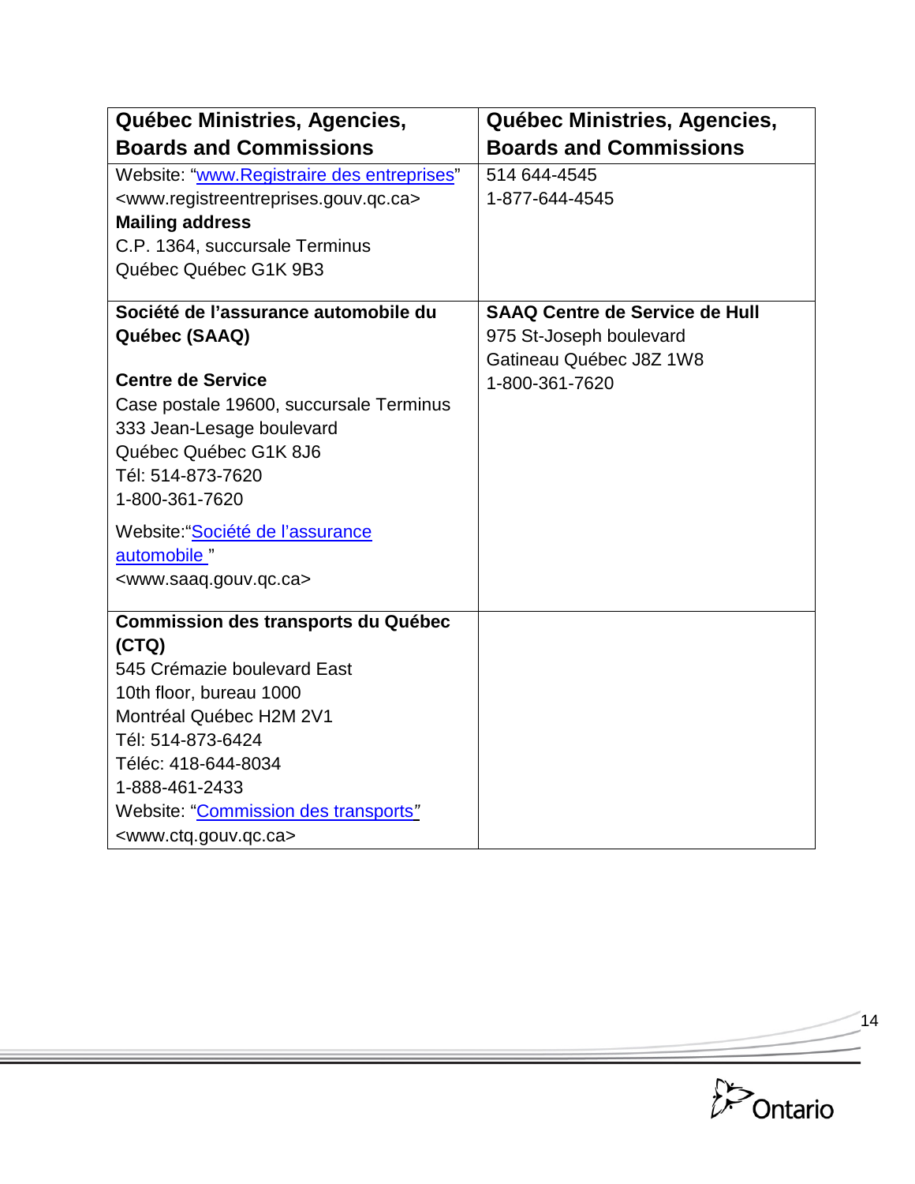| **Québec Ministries, Agencies, Boards and Commissions** | **Québec Ministries, Agencies, Boards and Commissions** |
| --- | --- |
| Website: "[www.Registraire des entreprises](www.registreentreprises.gouv.qc.ca)" <www.registreentreprises.gouv.qc.ca><br>**Mailing address**<br>C.P. 1364, succursale Terminus<br>Québec Québec G1K 9B3 | 514 644-4545<br>1-877-644-4545 |
| **Société de l'assurance automobile du Québec (SAAQ)**<br><br>**Centre de Service**<br>Case postale 19600, succursale Terminus<br>333 Jean-Lesage boulevard<br>Québec Québec G1K 8J6<br>Tél: 514-873-7620<br>1-800-361-7620<br><br>Website:"[Société de l'assurance automobile](www.saaq.gouv.qc.ca) "<br><www.saaq.gouv.qc.ca> | **SAAQ Centre de Service de Hull**<br>975 St-Joseph boulevard<br>Gatineau Québec J8Z 1W8<br>1-800-361-7620 |
| **Commission des transports du Québec (CTQ)**<br>545 Crémazie boulevard East<br>10th floor, bureau 1000<br>Montréal Québec H2M 2V1<br>Tél: 514-873-6424<br>Téléc: 418-644-8034<br>1-888-461-2433<br>Website: "[Commission des transports](www.ctq.gouv.qc.ca)"<br><www.ctq.gouv.qc.ca> | |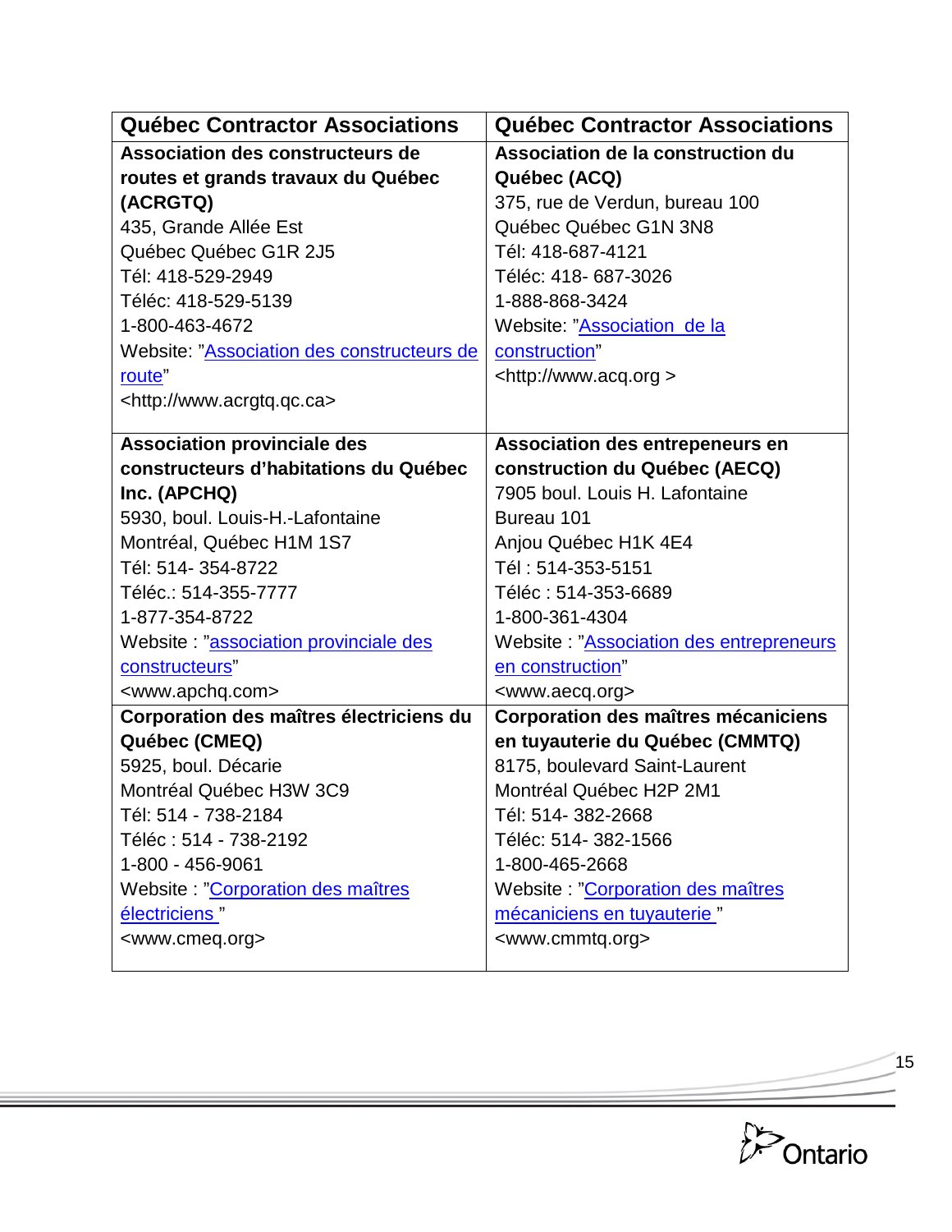| Québec Contractor Associations | Québec Contractor Associations |
|---|---|
| **Association des constructeurs de routes et grands travaux du Québec (ACRGTQ)**<br>435, Grande Allée Est<br>Québec Québec G1R 2J5<br>Tél: 418-529-2949<br>Téléc: 418-529-5139<br>1-800-463-4672<br>Website: "Association des constructeurs de route"<br><http://www.acrgtq.qc.ca> | **Association de la construction du Québec (ACQ)**<br>375, rue de Verdun, bureau 100<br>Québec Québec G1N 3N8<br>Tél: 418-687-4121<br>Téléc: 418- 687-3026<br>1-888-868-3424<br>Website: "Association de la construction"<br><http://www.acq.org > |
| **Association provinciale des constructeurs d'habitations du Québec Inc. (APCHQ)**<br>5930, boul. Louis-H.-Lafontaine<br>Montréal, Québec H1M 1S7<br>Tél: 514- 354-8722<br>Téléc.: 514-355-7777<br>1-877-354-8722<br>Website : "association provinciale des constructeurs"<br><www.apchq.com> | **Association des entrepeneurs en construction du Québec (AECQ)**<br>7905 boul. Louis H. Lafontaine<br>Bureau 101<br>Anjou Québec H1K 4E4<br>Tél : 514-353-5151<br>Téléc : 514-353-6689<br>1-800-361-4304<br>Website : "Association des entrepreneurs en construction"<br><www.aecq.org> |
| **Corporation des maîtres électriciens du Québec (CMEQ)**<br>5925, boul. Décarie<br>Montréal Québec H3W 3C9<br>Tél: 514 - 738-2184<br>Téléc : 514 - 738-2192<br>1-800 - 456-9061<br>Website : "Corporation des maîtres électriciens "<br><www.cmeq.org> | **Corporation des maîtres mécaniciens en tuyauterie du Québec (CMMTQ)**<br>8175, boulevard Saint-Laurent<br>Montréal Québec H2P 2M1<br>Tél: 514- 382-2668<br>Téléc: 514- 382-1566<br>1-800-465-2668<br>Website : "Corporation des maîtres mécaniciens en tuyauterie "<br><www.cmmtq.org> |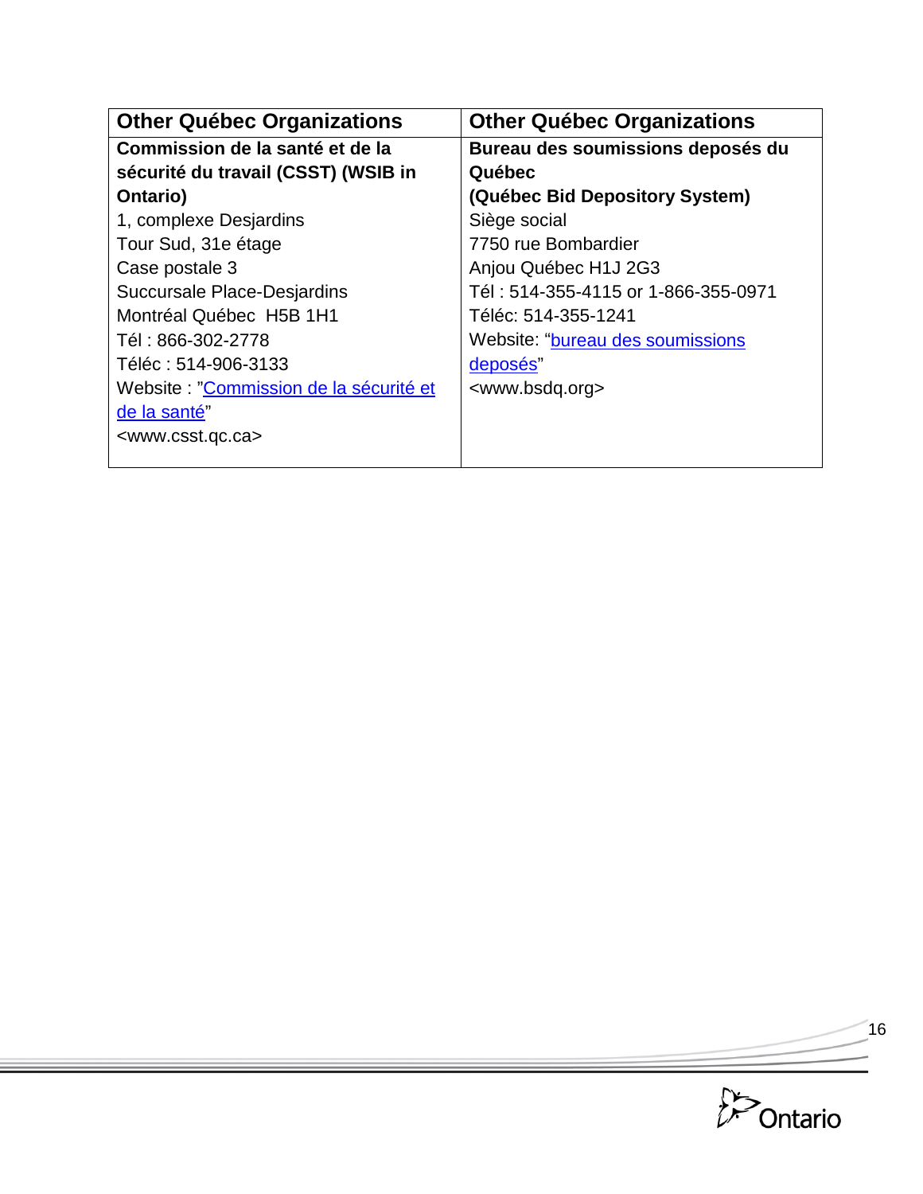| Other Québec Organizations | Other Québec Organizations |
|---|---|
| **Commission de la santé et de la sécurité du travail (CSST) (WSIB in Ontario)**<br>1, complexe Desjardins<br>Tour Sud, 31e étage<br>Case postale 3<br>Succursale Place-Desjardins<br>Montréal Québec H5B 1H1<br>Tél : 866-302-2778<br>Téléc : 514-906-3133<br>Website : "Commission de la sécurité et de la santé"<br><www.csst.qc.ca> | **Bureau des soumissions deposés du Québec**<br>**(Québec Bid Depository System)**<br>Siège social<br>7750 rue Bombardier<br>Anjou Québec H1J 2G3<br>Tél : 514-355-4115 or 1-866-355-0971<br>Téléc: 514-355-1241<br>Website: "bureau des soumissions deposés"<br><www.bsdq.org> |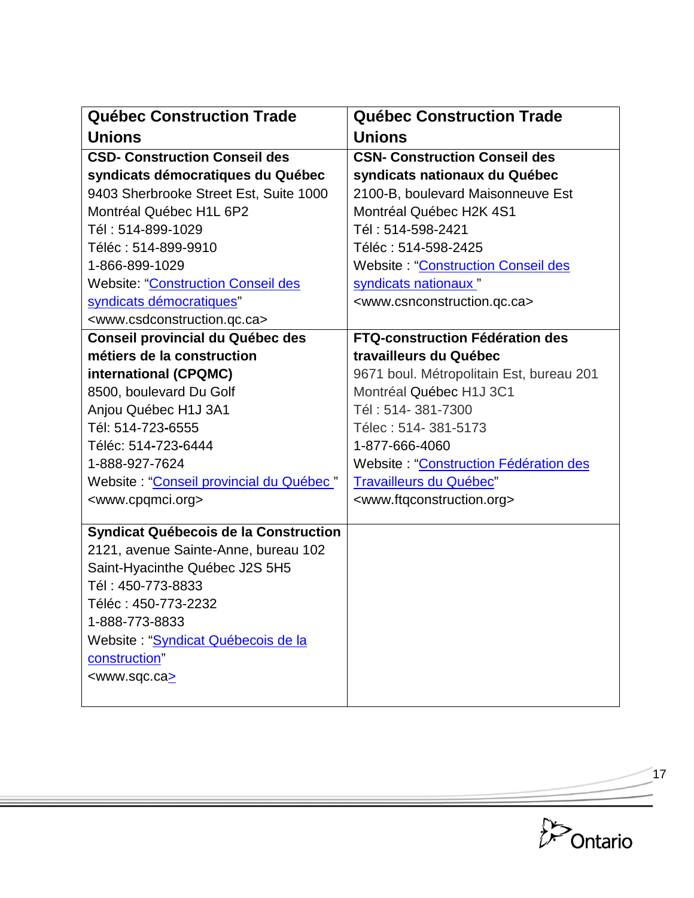| Québec Construction Trade Unions | Québec Construction Trade Unions |
|---|---|
| **CSD- Construction Conseil des syndicats démocratiques du Québec**<br>9403 Sherbrooke Street Est, Suite 1000<br>Montréal Québec H1L 6P2<br>Tél : 514-899-1029<br>Téléc : 514-899-9910<br>1-866-899-1029<br>Website: “Construction Conseil des syndicats démocratiques”<br><www.csdconstruction.qc.ca> | **CSN- Construction Conseil des syndicats nationaux du Québec**<br>2100-B, boulevard Maisonneuve Est<br>Montréal Québec H2K 4S1<br>Tél : 514-598-2421<br>Téléc : 514-598-2425<br>Website : “Construction Conseil des syndicats nationaux ”<br><www.csnconstruction.qc.ca> |
| **Conseil provincial du Québec des métiers de la construction international (CPQMC)**<br>8500, boulevard Du Golf<br>Anjou Québec H1J 3A1<br>Tél: 514-723-6555<br>Téléc: 514-723-6444<br>1-888-927-7624<br>Website : “Conseil provincial du Québec ”<br><www.cpqmci.org> | **FTQ-construction Fédération des travailleurs du Québec**<br>9671 boul. Métropolitain Est, bureau 201<br>Montréal Québec H1J 3C1<br>Tél : 514- 381-7300<br>Télec : 514- 381-5173<br>1-877-666-4060<br>Website : “Construction Fédération des Travailleurs du Québec”<br><www.ftqconstruction.org> |
| **Syndicat Québecois de la Construction**<br>2121, avenue Sainte-Anne, bureau 102<br>Saint-Hyacinthe Québec J2S 5H5<br>Tél : 450-773-8833<br>Téléc : 450-773-2232<br>1-888-773-8833<br>Website : “Syndicat Québecois de la construction”<br><www.sqc.ca> | |